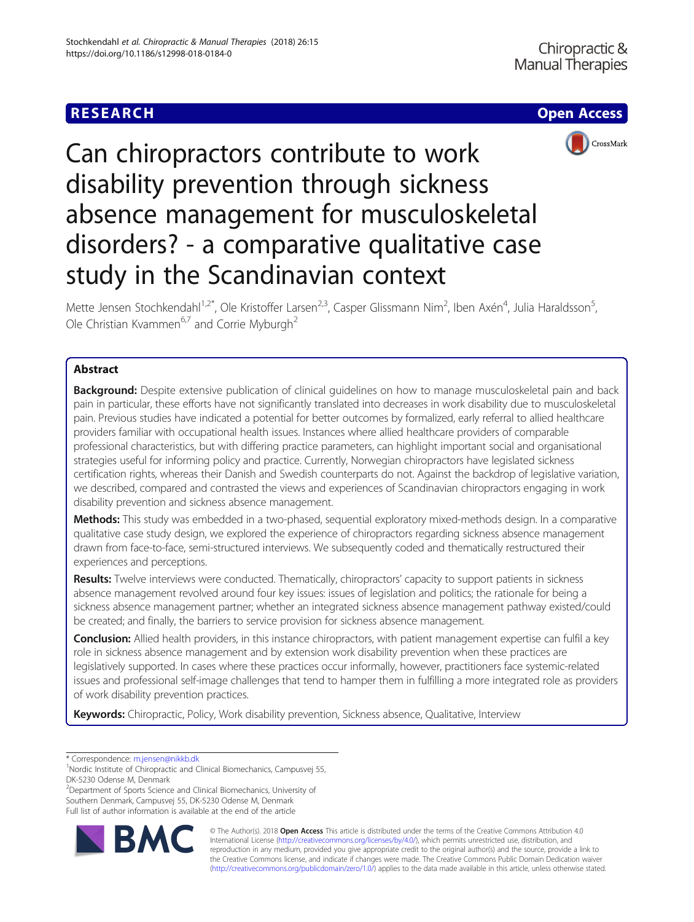RESEARCH Open Access

# Can chiropractors contribute to work disability prevention through sickness absence management for musculoskeletal disorders? - a comparative qualitative case study in the Scandinavian context

Mette Jensen Stochkendahl[1,2*], Ole Kristoffer Larsen[2,3], Casper Glissmann Nim[2], Iben Axén[4], Julia Haraldsson[5], Ole Christian Kvammen[6,7] and Corrie Myburgh[2]

## Abstract

**Background:** Despite extensive publication of clinical guidelines on how to manage musculoskeletal pain and back pain in particular, these efforts have not significantly translated into decreases in work disability due to musculoskeletal pain. Previous studies have indicated a potential for better outcomes by formalized, early referral to allied healthcare providers familiar with occupational health issues. Instances where allied healthcare providers of comparable professional characteristics, but with differing practice parameters, can highlight important social and organisational strategies useful for informing policy and practice. Currently, Norwegian chiropractors have legislated sickness certification rights, whereas their Danish and Swedish counterparts do not. Against the backdrop of legislative variation, we described, compared and contrasted the views and experiences of Scandinavian chiropractors engaging in work disability prevention and sickness absence management.

**Methods:** This study was embedded in a two-phased, sequential exploratory mixed-methods design. In a comparative qualitative case study design, we explored the experience of chiropractors regarding sickness absence management drawn from face-to-face, semi-structured interviews. We subsequently coded and thematically restructured their experiences and perceptions.

**Results:** Twelve interviews were conducted. Thematically, chiropractors' capacity to support patients in sickness absence management revolved around four key issues: issues of legislation and politics; the rationale for being a sickness absence management partner; whether an integrated sickness absence management pathway existed/could be created; and finally, the barriers to service provision for sickness absence management.

**Conclusion:** Allied health providers, in this instance chiropractors, with patient management expertise can fulfil a key role in sickness absence management and by extension work disability prevention when these practices are legislatively supported. In cases where these practices occur informally, however, practitioners face systemic-related issues and professional self-image challenges that tend to hamper them in fulfilling a more integrated role as providers of work disability prevention practices.

**Keywords:** Chiropractic, Policy, Work disability prevention, Sickness absence, Qualitative, Interview

---

* Correspondence: m.jensen@nikkb.dk
[1]Nordic Institute of Chiropractic and Clinical Biomechanics, Campusvej 55, DK-5230 Odense M, Denmark
[2]Department of Sports Science and Clinical Biomechanics, University of Southern Denmark, Campusvej 55, DK-5230 Odense M, Denmark
Full list of author information is available at the end of the article

© The Author(s). 2018 **Open Access** This article is distributed under the terms of the Creative Commons Attribution 4.0 International License (http://creativecommons.org/licenses/by/4.0/), which permits unrestricted use, distribution, and reproduction in any medium, provided you give appropriate credit to the original author(s) and the source, provide a link to the Creative Commons license, and indicate if changes were made. The Creative Commons Public Domain Dedication waiver (http://creativecommons.org/publicdomain/zero/1.0/) applies to the data made available in this article, unless otherwise stated.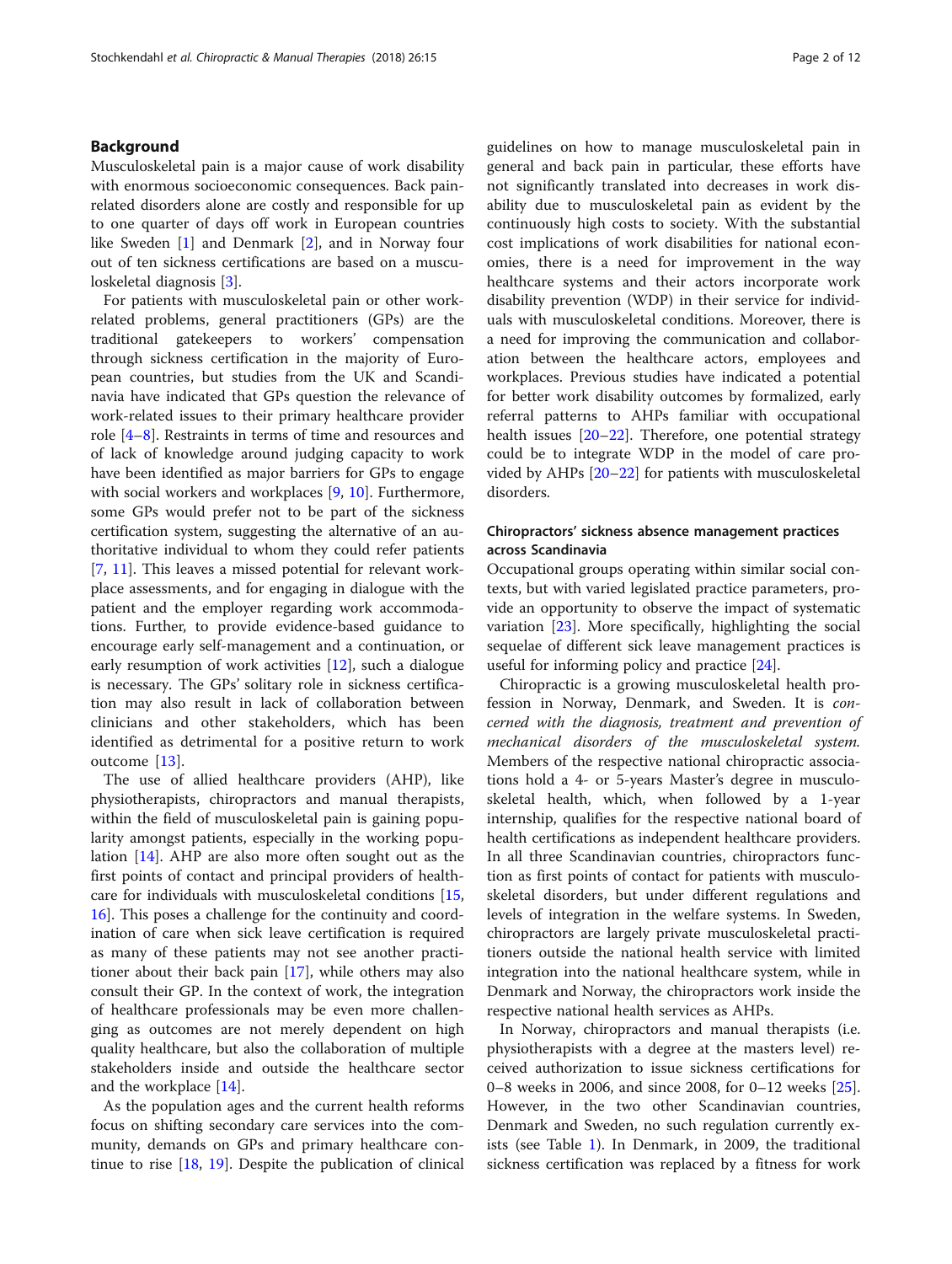## Background

Musculoskeletal pain is a major cause of work disability with enormous socioeconomic consequences. Back pain-related disorders alone are costly and responsible for up to one quarter of days off work in European countries like Sweden [1] and Denmark [2], and in Norway four out of ten sickness certifications are based on a musculoskeletal diagnosis [3].

For patients with musculoskeletal pain or other work-related problems, general practitioners (GPs) are the traditional gatekeepers to workers' compensation through sickness certification in the majority of European countries, but studies from the UK and Scandinavia have indicated that GPs question the relevance of work-related issues to their primary healthcare provider role [4–8]. Restraints in terms of time and resources and of lack of knowledge around judging capacity to work have been identified as major barriers for GPs to engage with social workers and workplaces [9, 10]. Furthermore, some GPs would prefer not to be part of the sickness certification system, suggesting the alternative of an authoritative individual to whom they could refer patients [7, 11]. This leaves a missed potential for relevant workplace assessments, and for engaging in dialogue with the patient and the employer regarding work accommodations. Further, to provide evidence-based guidance to encourage early self-management and a continuation, or early resumption of work activities [12], such a dialogue is necessary. The GPs' solitary role in sickness certification may also result in lack of collaboration between clinicians and other stakeholders, which has been identified as detrimental for a positive return to work outcome [13].

The use of allied healthcare providers (AHP), like physiotherapists, chiropractors and manual therapists, within the field of musculoskeletal pain is gaining popularity amongst patients, especially in the working population [14]. AHP are also more often sought out as the first points of contact and principal providers of healthcare for individuals with musculoskeletal conditions [15, 16]. This poses a challenge for the continuity and coordination of care when sick leave certification is required as many of these patients may not see another practitioner about their back pain [17], while others may also consult their GP. In the context of work, the integration of healthcare professionals may be even more challenging as outcomes are not merely dependent on high quality healthcare, but also the collaboration of multiple stakeholders inside and outside the healthcare sector and the workplace [14].

As the population ages and the current health reforms focus on shifting secondary care services into the community, demands on GPs and primary healthcare continue to rise [18, 19]. Despite the publication of clinical guidelines on how to manage musculoskeletal pain in general and back pain in particular, these efforts have not significantly translated into decreases in work disability due to musculoskeletal pain as evident by the continuously high costs to society. With the substantial cost implications of work disabilities for national economies, there is a need for improvement in the way healthcare systems and their actors incorporate work disability prevention (WDP) in their service for individuals with musculoskeletal conditions. Moreover, there is a need for improving the communication and collaboration between the healthcare actors, employees and workplaces. Previous studies have indicated a potential for better work disability outcomes by formalized, early referral patterns to AHPs familiar with occupational health issues [20–22]. Therefore, one potential strategy could be to integrate WDP in the model of care provided by AHPs [20–22] for patients with musculoskeletal disorders.

### Chiropractors' sickness absence management practices across Scandinavia

Occupational groups operating within similar social contexts, but with varied legislated practice parameters, provide an opportunity to observe the impact of systematic variation [23]. More specifically, highlighting the social sequelae of different sick leave management practices is useful for informing policy and practice [24].

Chiropractic is a growing musculoskeletal health profession in Norway, Denmark, and Sweden. It is *concerned with the diagnosis, treatment and prevention of mechanical disorders of the musculoskeletal system.* Members of the respective national chiropractic associations hold a 4- or 5-years Master's degree in musculoskeletal health, which, when followed by a 1-year internship, qualifies for the respective national board of health certifications as independent healthcare providers. In all three Scandinavian countries, chiropractors function as first points of contact for patients with musculoskeletal disorders, but under different regulations and levels of integration in the welfare systems. In Sweden, chiropractors are largely private musculoskeletal practitioners outside the national health service with limited integration into the national healthcare system, while in Denmark and Norway, the chiropractors work inside the respective national health services as AHPs.

In Norway, chiropractors and manual therapists (i.e. physiotherapists with a degree at the masters level) received authorization to issue sickness certifications for 0–8 weeks in 2006, and since 2008, for 0–12 weeks [25]. However, in the two other Scandinavian countries, Denmark and Sweden, no such regulation currently exists (see Table 1). In Denmark, in 2009, the traditional sickness certification was replaced by a fitness for work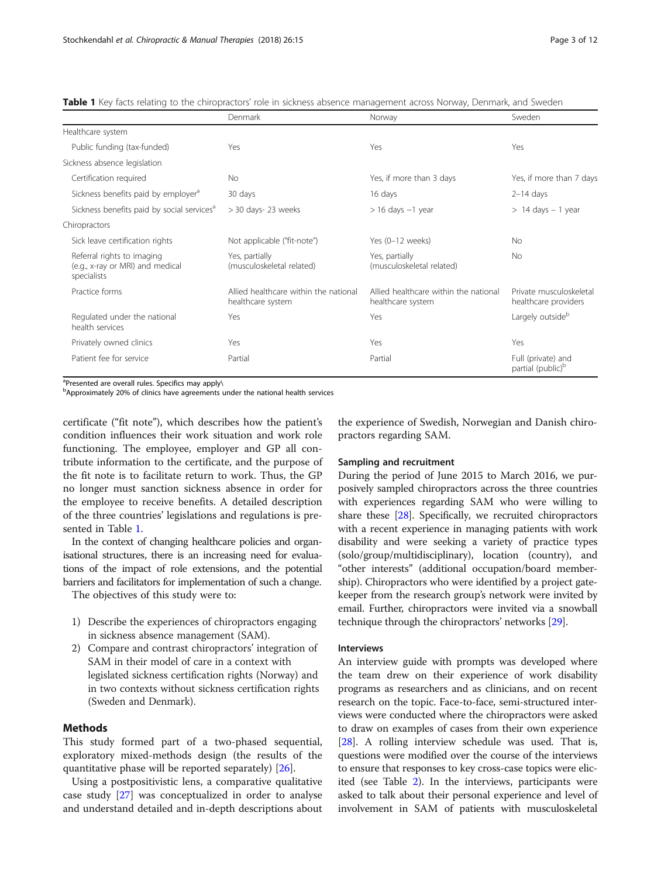**Table 1** Key facts relating to the chiropractors' role in sickness absence management across Norway, Denmark, and Sweden

| | Denmark | Norway | Sweden |
|---|---|---|---|
| Healthcare system | | | |
| Public funding (tax-funded) | Yes | Yes | Yes |
| Sickness absence legislation | | | |
| Certification required | No | Yes, if more than 3 days | Yes, if more than 7 days |
| Sickness benefits paid by employer[a] | 30 days | 16 days | 2–14 days |
| Sickness benefits paid by social services[a] | > 30 days- 23 weeks | > 16 days –1 year | > 14 days – 1 year |
| Chiropractors | | | |
| Sick leave certification rights | Not applicable ("fit-note") | Yes (0–12 weeks) | No |
| Referral rights to imaging (e.g., x-ray or MRI) and medical specialists | Yes, partially (musculoskeletal related) | Yes, partially (musculoskeletal related) | No |
| Practice forms | Allied healthcare within the national healthcare system | Allied healthcare within the national healthcare system | Private musculoskeletal healthcare providers |
| Regulated under the national health services | Yes | Yes | Largely outside[b] |
| Privately owned clinics | Yes | Yes | Yes |
| Patient fee for service | Partial | Partial | Full (private) and partial (public)[b] |

[a]Presented are overall rules. Specifics may apply\
[b]Approximately 20% of clinics have agreements under the national health services

certificate ("fit note"), which describes how the patient's condition influences their work situation and work role functioning. The employee, employer and GP all contribute information to the certificate, and the purpose of the fit note is to facilitate return to work. Thus, the GP no longer must sanction sickness absence in order for the employee to receive benefits. A detailed description of the three countries' legislations and regulations is presented in Table 1.

In the context of changing healthcare policies and organisational structures, there is an increasing need for evaluations of the impact of role extensions, and the potential barriers and facilitators for implementation of such a change.

The objectives of this study were to:

1) Describe the experiences of chiropractors engaging in sickness absence management (SAM).
2) Compare and contrast chiropractors' integration of SAM in their model of care in a context with legislated sickness certification rights (Norway) and in two contexts without sickness certification rights (Sweden and Denmark).

## Methods

This study formed part of a two-phased sequential, exploratory mixed-methods design (the results of the quantitative phase will be reported separately) [26].

Using a postpositivistic lens, a comparative qualitative case study [27] was conceptualized in order to analyse and understand detailed and in-depth descriptions about the experience of Swedish, Norwegian and Danish chiropractors regarding SAM.

### Sampling and recruitment

During the period of June 2015 to March 2016, we purposively sampled chiropractors across the three countries with experiences regarding SAM who were willing to share these [28]. Specifically, we recruited chiropractors with a recent experience in managing patients with work disability and were seeking a variety of practice types (solo/group/multidisciplinary), location (country), and "other interests" (additional occupation/board membership). Chiropractors who were identified by a project gatekeeper from the research group's network were invited by email. Further, chiropractors were invited via a snowball technique through the chiropractors' networks [29].

### Interviews

An interview guide with prompts was developed where the team drew on their experience of work disability programs as researchers and as clinicians, and on recent research on the topic. Face-to-face, semi-structured interviews were conducted where the chiropractors were asked to draw on examples of cases from their own experience [28]. A rolling interview schedule was used. That is, questions were modified over the course of the interviews to ensure that responses to key cross-case topics were elicited (see Table 2). In the interviews, participants were asked to talk about their personal experience and level of involvement in SAM of patients with musculoskeletal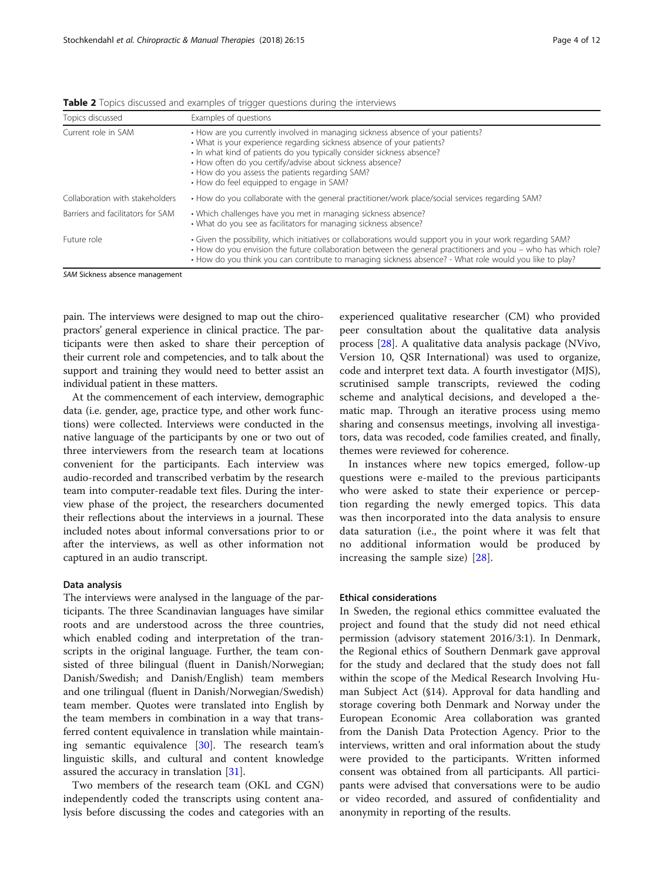**Table 2** Topics discussed and examples of trigger questions during the interviews

| Topics discussed | Examples of questions |
| --- | --- |
| Current role in SAM | • How are you currently involved in managing sickness absence of your patients?<br>• What is your experience regarding sickness absence of your patients?<br>• In what kind of patients do you typically consider sickness absence?<br>• How often do you certify/advise about sickness absence?<br>• How do you assess the patients regarding SAM?<br>• How do feel equipped to engage in SAM? |
| Collaboration with stakeholders | • How do you collaborate with the general practitioner/work place/social services regarding SAM? |
| Barriers and facilitators for SAM | • Which challenges have you met in managing sickness absence?<br>• What do you see as facilitators for managing sickness absence? |
| Future role | • Given the possibility, which initiatives or collaborations would support you in your work regarding SAM?<br>• How do you envision the future collaboration between the general practitioners and you – who has which role?<br>• How do you think you can contribute to managing sickness absence? - What role would you like to play? |

*SAM* Sickness absence management

pain. The interviews were designed to map out the chiropractors' general experience in clinical practice. The participants were then asked to share their perception of their current role and competencies, and to talk about the support and training they would need to better assist an individual patient in these matters.

At the commencement of each interview, demographic data (i.e. gender, age, practice type, and other work functions) were collected. Interviews were conducted in the native language of the participants by one or two out of three interviewers from the research team at locations convenient for the participants. Each interview was audio-recorded and transcribed verbatim by the research team into computer-readable text files. During the interview phase of the project, the researchers documented their reflections about the interviews in a journal. These included notes about informal conversations prior to or after the interviews, as well as other information not captured in an audio transcript.

#### Data analysis

The interviews were analysed in the language of the participants. The three Scandinavian languages have similar roots and are understood across the three countries, which enabled coding and interpretation of the transcripts in the original language. Further, the team consisted of three bilingual (fluent in Danish/Norwegian; Danish/Swedish; and Danish/English) team members and one trilingual (fluent in Danish/Norwegian/Swedish) team member. Quotes were translated into English by the team members in combination in a way that transferred content equivalence in translation while maintaining semantic equivalence [30]. The research team's linguistic skills, and cultural and content knowledge assured the accuracy in translation [31].

Two members of the research team (OKL and CGN) independently coded the transcripts using content analysis before discussing the codes and categories with an experienced qualitative researcher (CM) who provided peer consultation about the qualitative data analysis process [28]. A qualitative data analysis package (NVivo, Version 10, QSR International) was used to organize, code and interpret text data. A fourth investigator (MJS), scrutinised sample transcripts, reviewed the coding scheme and analytical decisions, and developed a thematic map. Through an iterative process using memo sharing and consensus meetings, involving all investigators, data was recoded, code families created, and finally, themes were reviewed for coherence.

In instances where new topics emerged, follow-up questions were e-mailed to the previous participants who were asked to state their experience or perception regarding the newly emerged topics. This data was then incorporated into the data analysis to ensure data saturation (i.e., the point where it was felt that no additional information would be produced by increasing the sample size) [28].

#### Ethical considerations

In Sweden, the regional ethics committee evaluated the project and found that the study did not need ethical permission (advisory statement 2016/3:1). In Denmark, the Regional ethics of Southern Denmark gave approval for the study and declared that the study does not fall within the scope of the Medical Research Involving Human Subject Act (§14). Approval for data handling and storage covering both Denmark and Norway under the European Economic Area collaboration was granted from the Danish Data Protection Agency. Prior to the interviews, written and oral information about the study were provided to the participants. Written informed consent was obtained from all participants. All participants were advised that conversations were to be audio or video recorded, and assured of confidentiality and anonymity in reporting of the results.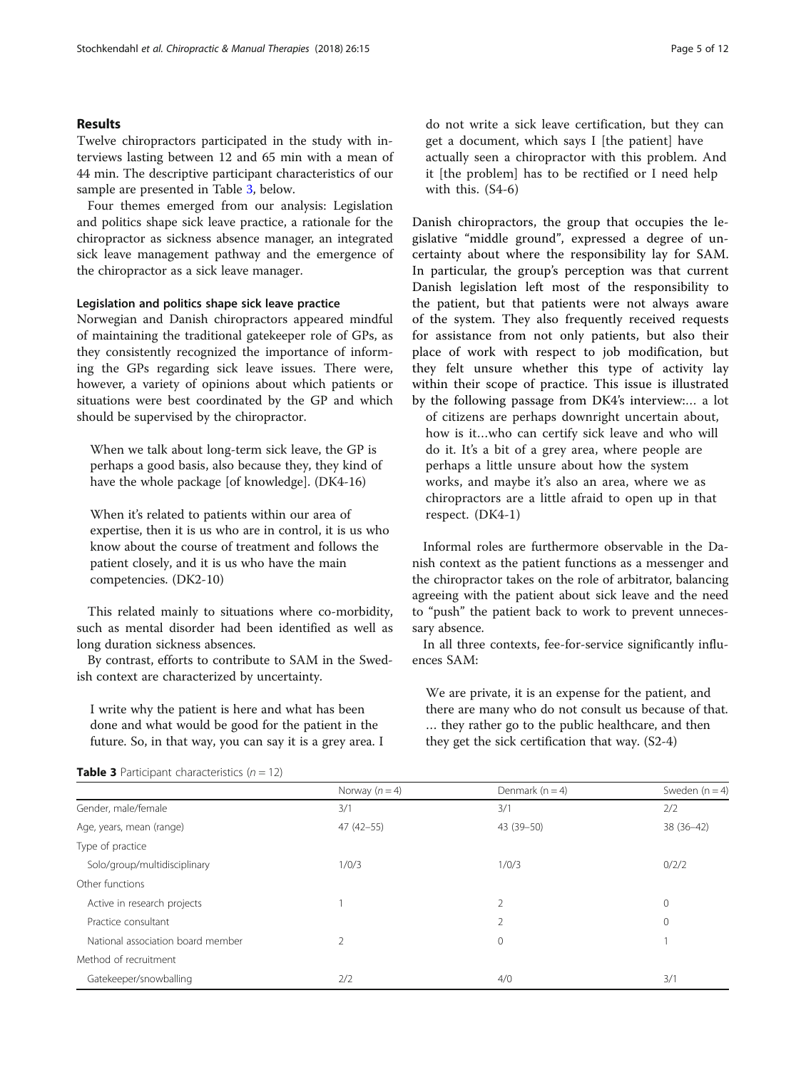## Results

Twelve chiropractors participated in the study with interviews lasting between 12 and 65 min with a mean of 44 min. The descriptive participant characteristics of our sample are presented in Table 3, below.

Four themes emerged from our analysis: Legislation and politics shape sick leave practice, a rationale for the chiropractor as sickness absence manager, an integrated sick leave management pathway and the emergence of the chiropractor as a sick leave manager.

### Legislation and politics shape sick leave practice

Norwegian and Danish chiropractors appeared mindful of maintaining the traditional gatekeeper role of GPs, as they consistently recognized the importance of informing the GPs regarding sick leave issues. There were, however, a variety of opinions about which patients or situations were best coordinated by the GP and which should be supervised by the chiropractor.

> When we talk about long-term sick leave, the GP is perhaps a good basis, also because they, they kind of have the whole package [of knowledge]. (DK4-16)

> When it's related to patients within our area of expertise, then it is us who are in control, it is us who know about the course of treatment and follows the patient closely, and it is us who have the main competencies. (DK2-10)

This related mainly to situations where co-morbidity, such as mental disorder had been identified as well as long duration sickness absences.

By contrast, efforts to contribute to SAM in the Swedish context are characterized by uncertainty.

> I write why the patient is here and what has been done and what would be good for the patient in the future. So, in that way, you can say it is a grey area. I do not write a sick leave certification, but they can get a document, which says I [the patient] have actually seen a chiropractor with this problem. And it [the problem] has to be rectified or I need help with this. (S4-6)

Danish chiropractors, the group that occupies the legislative "middle ground", expressed a degree of uncertainty about where the responsibility lay for SAM. In particular, the group's perception was that current Danish legislation left most of the responsibility to the patient, but that patients were not always aware of the system. They also frequently received requests for assistance from not only patients, but also their place of work with respect to job modification, but they felt unsure whether this type of activity lay within their scope of practice. This issue is illustrated by the following passage from DK4's interview:…

> a lot of citizens are perhaps downright uncertain about, how is it…who can certify sick leave and who will do it. It's a bit of a grey area, where people are perhaps a little unsure about how the system works, and maybe it's also an area, where we as chiropractors are a little afraid to open up in that respect. (DK4-1)

Informal roles are furthermore observable in the Danish context as the patient functions as a messenger and the chiropractor takes on the role of arbitrator, balancing agreeing with the patient about sick leave and the need to "push" the patient back to work to prevent unnecessary absence.

In all three contexts, fee-for-service significantly influences SAM:

> We are private, it is an expense for the patient, and there are many who do not consult us because of that. … they rather go to the public healthcare, and then they get the sick certification that way. (S2-4)

**Table 3** Participant characteristics (n = 12)

| | Norway (n = 4) | Denmark (n = 4) | Sweden (n = 4) |
|---|---|---|---|
| Gender, male/female | 3/1 | 3/1 | 2/2 |
| Age, years, mean (range) | 47 (42–55) | 43 (39–50) | 38 (36–42) |
| Type of practice | | | |
| Solo/group/multidisciplinary | 1/0/3 | 1/0/3 | 0/2/2 |
| Other functions | | | |
| Active in research projects | 1 | 2 | 0 |
| Practice consultant | 2 | 2 | 0 |
| National association board member | 2 | 0 | 1 |
| Method of recruitment | | | |
| Gatekeeper/snowballing | 2/2 | 4/0 | 3/1 |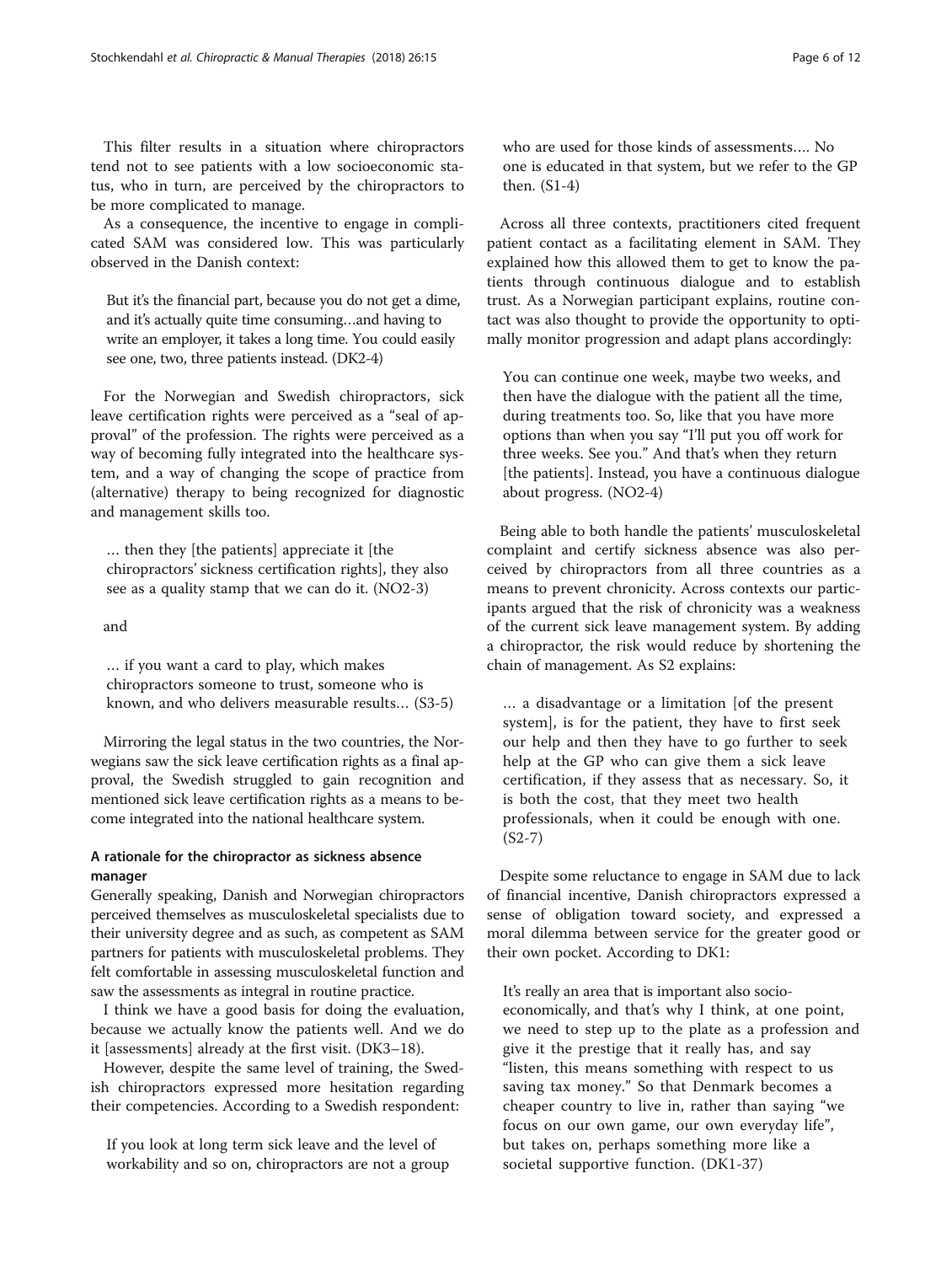This filter results in a situation where chiropractors tend not to see patients with a low socioeconomic status, who in turn, are perceived by the chiropractors to be more complicated to manage.

As a consequence, the incentive to engage in complicated SAM was considered low. This was particularly observed in the Danish context:

> But it's the financial part, because you do not get a dime, and it's actually quite time consuming…and having to write an employer, it takes a long time. You could easily see one, two, three patients instead. (DK2-4)

For the Norwegian and Swedish chiropractors, sick leave certification rights were perceived as a "seal of approval" of the profession. The rights were perceived as a way of becoming fully integrated into the healthcare system, and a way of changing the scope of practice from (alternative) therapy to being recognized for diagnostic and management skills too.

> … then they [the patients] appreciate it [the chiropractors' sickness certification rights], they also see as a quality stamp that we can do it. (NO2-3)

and

> … if you want a card to play, which makes chiropractors someone to trust, someone who is known, and who delivers measurable results… (S3-5)

Mirroring the legal status in the two countries, the Norwegians saw the sick leave certification rights as a final approval, the Swedish struggled to gain recognition and mentioned sick leave certification rights as a means to become integrated into the national healthcare system.

### A rationale for the chiropractor as sickness absence manager

Generally speaking, Danish and Norwegian chiropractors perceived themselves as musculoskeletal specialists due to their university degree and as such, as competent as SAM partners for patients with musculoskeletal problems. They felt comfortable in assessing musculoskeletal function and saw the assessments as integral in routine practice.

I think we have a good basis for doing the evaluation, because we actually know the patients well. And we do it [assessments] already at the first visit. (DK3–18).

However, despite the same level of training, the Swedish chiropractors expressed more hesitation regarding their competencies. According to a Swedish respondent:

> If you look at long term sick leave and the level of workability and so on, chiropractors are not a group who are used for those kinds of assessments…. No one is educated in that system, but we refer to the GP then. (S1-4)

Across all three contexts, practitioners cited frequent patient contact as a facilitating element in SAM. They explained how this allowed them to get to know the patients through continuous dialogue and to establish trust. As a Norwegian participant explains, routine contact was also thought to provide the opportunity to optimally monitor progression and adapt plans accordingly:

> You can continue one week, maybe two weeks, and then have the dialogue with the patient all the time, during treatments too. So, like that you have more options than when you say "I'll put you off work for three weeks. See you." And that's when they return [the patients]. Instead, you have a continuous dialogue about progress. (NO2-4)

Being able to both handle the patients' musculoskeletal complaint and certify sickness absence was also perceived by chiropractors from all three countries as a means to prevent chronicity. Across contexts our participants argued that the risk of chronicity was a weakness of the current sick leave management system. By adding a chiropractor, the risk would reduce by shortening the chain of management. As S2 explains:

> … a disadvantage or a limitation [of the present system], is for the patient, they have to first seek our help and then they have to go further to seek help at the GP who can give them a sick leave certification, if they assess that as necessary. So, it is both the cost, that they meet two health professionals, when it could be enough with one. (S2-7)

Despite some reluctance to engage in SAM due to lack of financial incentive, Danish chiropractors expressed a sense of obligation toward society, and expressed a moral dilemma between service for the greater good or their own pocket. According to DK1:

> It's really an area that is important also socio-economically, and that's why I think, at one point, we need to step up to the plate as a profession and give it the prestige that it really has, and say "listen, this means something with respect to us saving tax money." So that Denmark becomes a cheaper country to live in, rather than saying "we focus on our own game, our own everyday life", but takes on, perhaps something more like a societal supportive function. (DK1-37)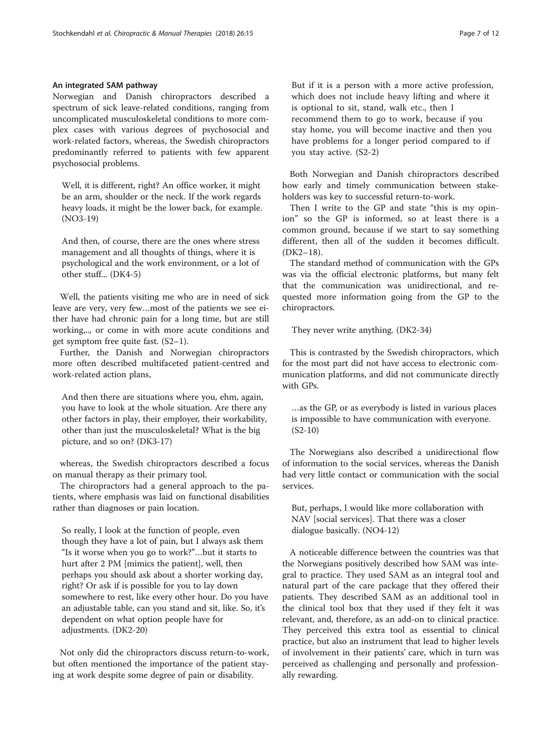#### An integrated SAM pathway

Norwegian and Danish chiropractors described a spectrum of sick leave-related conditions, ranging from uncomplicated musculoskeletal conditions to more complex cases with various degrees of psychosocial and work-related factors, whereas, the Swedish chiropractors predominantly referred to patients with few apparent psychosocial problems.

> Well, it is different, right? An office worker, it might be an arm, shoulder or the neck. If the work regards heavy loads, it might be the lower back, for example. (NO3-19)

> And then, of course, there are the ones where stress management and all thoughts of things, where it is psychological and the work environment, or a lot of other stuff... (DK4-5)

Well, the patients visiting me who are in need of sick leave are very, very few…most of the patients we see either have had chronic pain for a long time, but are still working,.., or come in with more acute conditions and get symptom free quite fast. (S2–1).

Further, the Danish and Norwegian chiropractors more often described multifaceted patient-centred and work-related action plans,

> And then there are situations where you, ehm, again, you have to look at the whole situation. Are there any other factors in play, their employer, their workability, other than just the musculoskeletal? What is the big picture, and so on? (DK3-17)

whereas, the Swedish chiropractors described a focus on manual therapy as their primary tool.

The chiropractors had a general approach to the patients, where emphasis was laid on functional disabilities rather than diagnoses or pain location.

> So really, I look at the function of people, even though they have a lot of pain, but I always ask them "Is it worse when you go to work?"…but it starts to hurt after 2 PM [mimics the patient], well, then perhaps you should ask about a shorter working day, right? Or ask if is possible for you to lay down somewhere to rest, like every other hour. Do you have an adjustable table, can you stand and sit, like. So, it's dependent on what option people have for adjustments. (DK2-20)

Not only did the chiropractors discuss return-to-work, but often mentioned the importance of the patient staying at work despite some degree of pain or disability.

> But if it is a person with a more active profession, which does not include heavy lifting and where it is optional to sit, stand, walk etc., then I recommend them to go to work, because if you stay home, you will become inactive and then you have problems for a longer period compared to if you stay active. (S2-2)

Both Norwegian and Danish chiropractors described how early and timely communication between stakeholders was key to successful return-to-work.

Then I write to the GP and state "this is my opinion" so the GP is informed, so at least there is a common ground, because if we start to say something different, then all of the sudden it becomes difficult. (DK2–18).

The standard method of communication with the GPs was via the official electronic platforms, but many felt that the communication was unidirectional, and requested more information going from the GP to the chiropractors.

> They never write anything. (DK2-34)

This is contrasted by the Swedish chiropractors, which for the most part did not have access to electronic communication platforms, and did not communicate directly with GPs.

> …as the GP, or as everybody is listed in various places is impossible to have communication with everyone. (S2-10)

The Norwegians also described a unidirectional flow of information to the social services, whereas the Danish had very little contact or communication with the social services.

> But, perhaps, I would like more collaboration with NAV [social services]. That there was a closer dialogue basically. (NO4-12)

A noticeable difference between the countries was that the Norwegians positively described how SAM was integral to practice. They used SAM as an integral tool and natural part of the care package that they offered their patients. They described SAM as an additional tool in the clinical tool box that they used if they felt it was relevant, and, therefore, as an add-on to clinical practice. They perceived this extra tool as essential to clinical practice, but also an instrument that lead to higher levels of involvement in their patients' care, which in turn was perceived as challenging and personally and professionally rewarding.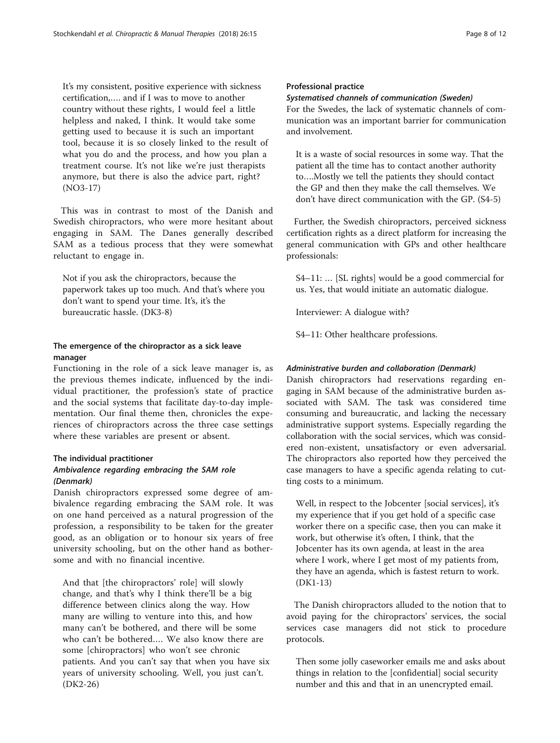> It's my consistent, positive experience with sickness certification,…. and if I was to move to another country without these rights, I would feel a little helpless and naked, I think. It would take some getting used to because it is such an important tool, because it is so closely linked to the result of what you do and the process, and how you plan a treatment course. It's not like we're just therapists anymore, but there is also the advice part, right? (NO3-17)

This was in contrast to most of the Danish and Swedish chiropractors, who were more hesitant about engaging in SAM. The Danes generally described SAM as a tedious process that they were somewhat reluctant to engage in.

> Not if you ask the chiropractors, because the paperwork takes up too much. And that's where you don't want to spend your time. It's, it's the bureaucratic hassle. (DK3-8)

### The emergence of the chiropractor as a sick leave manager

Functioning in the role of a sick leave manager is, as the previous themes indicate, influenced by the individual practitioner, the profession's state of practice and the social systems that facilitate day-to-day implementation. Our final theme then, chronicles the experiences of chiropractors across the three case settings where these variables are present or absent.

#### The individual practitioner

##### *Ambivalence regarding embracing the SAM role (Denmark)*

Danish chiropractors expressed some degree of ambivalence regarding embracing the SAM role. It was on one hand perceived as a natural progression of the profession, a responsibility to be taken for the greater good, as an obligation or to honour six years of free university schooling, but on the other hand as bothersome and with no financial incentive.

> And that [the chiropractors' role] will slowly change, and that's why I think there'll be a big difference between clinics along the way. How many are willing to venture into this, and how many can't be bothered, and there will be some who can't be bothered…. We also know there are some [chiropractors] who won't see chronic patients. And you can't say that when you have six years of university schooling. Well, you just can't. (DK2-26)

#### Professional practice

##### *Systematised channels of communication (Sweden)*

For the Swedes, the lack of systematic channels of communication was an important barrier for communication and involvement.

> It is a waste of social resources in some way. That the patient all the time has to contact another authority to….Mostly we tell the patients they should contact the GP and then they make the call themselves. We don't have direct communication with the GP. (S4-5)

Further, the Swedish chiropractors, perceived sickness certification rights as a direct platform for increasing the general communication with GPs and other healthcare professionals:

> S4–11: … [SL rights] would be a good commercial for us. Yes, that would initiate an automatic dialogue.
>
> Interviewer: A dialogue with?
>
> S4–11: Other healthcare professions.

##### *Administrative burden and collaboration (Denmark)*

Danish chiropractors had reservations regarding engaging in SAM because of the administrative burden associated with SAM. The task was considered time consuming and bureaucratic, and lacking the necessary administrative support systems. Especially regarding the collaboration with the social services, which was considered non-existent, unsatisfactory or even adversarial. The chiropractors also reported how they perceived the case managers to have a specific agenda relating to cutting costs to a minimum.

> Well, in respect to the Jobcenter [social services], it's my experience that if you get hold of a specific case worker there on a specific case, then you can make it work, but otherwise it's often, I think, that the Jobcenter has its own agenda, at least in the area where I work, where I get most of my patients from, they have an agenda, which is fastest return to work. (DK1-13)

The Danish chiropractors alluded to the notion that to avoid paying for the chiropractors' services, the social services case managers did not stick to procedure protocols.

> Then some jolly caseworker emails me and asks about things in relation to the [confidential] social security number and this and that in an unencrypted email.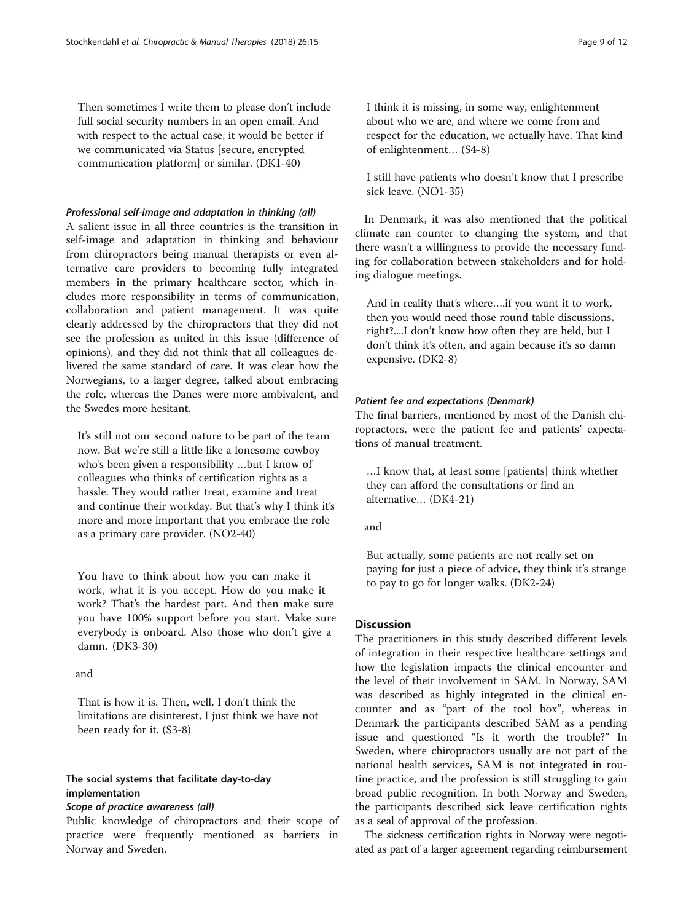Then sometimes I write them to please don't include full social security numbers in an open email. And with respect to the actual case, it would be better if we communicated via Status [secure, encrypted communication platform] or similar. (DK1-40)

#### *Professional self-image and adaptation in thinking (all)*

A salient issue in all three countries is the transition in self-image and adaptation in thinking and behaviour from chiropractors being manual therapists or even alternative care providers to becoming fully integrated members in the primary healthcare sector, which includes more responsibility in terms of communication, collaboration and patient management. It was quite clearly addressed by the chiropractors that they did not see the profession as united in this issue (difference of opinions), and they did not think that all colleagues delivered the same standard of care. It was clear how the Norwegians, to a larger degree, talked about embracing the role, whereas the Danes were more ambivalent, and the Swedes more hesitant.

It's still not our second nature to be part of the team now. But we're still a little like a lonesome cowboy who's been given a responsibility …but I know of colleagues who thinks of certification rights as a hassle. They would rather treat, examine and treat and continue their workday. But that's why I think it's more and more important that you embrace the role as a primary care provider. (NO2-40)

You have to think about how you can make it work, what it is you accept. How do you make it work? That's the hardest part. And then make sure you have 100% support before you start. Make sure everybody is onboard. Also those who don't give a damn. (DK3-30)

and

That is how it is. Then, well, I don't think the limitations are disinterest, I just think we have not been ready for it. (S3-8)

### The social systems that facilitate day-to-day implementation

#### *Scope of practice awareness (all)*

Public knowledge of chiropractors and their scope of practice were frequently mentioned as barriers in Norway and Sweden.

I think it is missing, in some way, enlightenment about who we are, and where we come from and respect for the education, we actually have. That kind of enlightenment… (S4-8)

I still have patients who doesn't know that I prescribe sick leave. (NO1-35)

In Denmark, it was also mentioned that the political climate ran counter to changing the system, and that there wasn't a willingness to provide the necessary funding for collaboration between stakeholders and for holding dialogue meetings.

And in reality that's where….if you want it to work, then you would need those round table discussions, right?....I don't know how often they are held, but I don't think it's often, and again because it's so damn expensive. (DK2-8)

#### *Patient fee and expectations (Denmark)*

The final barriers, mentioned by most of the Danish chiropractors, were the patient fee and patients' expectations of manual treatment.

…I know that, at least some [patients] think whether they can afford the consultations or find an alternative… (DK4-21)

and

But actually, some patients are not really set on paying for just a piece of advice, they think it's strange to pay to go for longer walks. (DK2-24)

## Discussion

The practitioners in this study described different levels of integration in their respective healthcare settings and how the legislation impacts the clinical encounter and the level of their involvement in SAM. In Norway, SAM was described as highly integrated in the clinical encounter and as "part of the tool box", whereas in Denmark the participants described SAM as a pending issue and questioned "Is it worth the trouble?" In Sweden, where chiropractors usually are not part of the national health services, SAM is not integrated in routine practice, and the profession is still struggling to gain broad public recognition. In both Norway and Sweden, the participants described sick leave certification rights as a seal of approval of the profession.

The sickness certification rights in Norway were negotiated as part of a larger agreement regarding reimbursement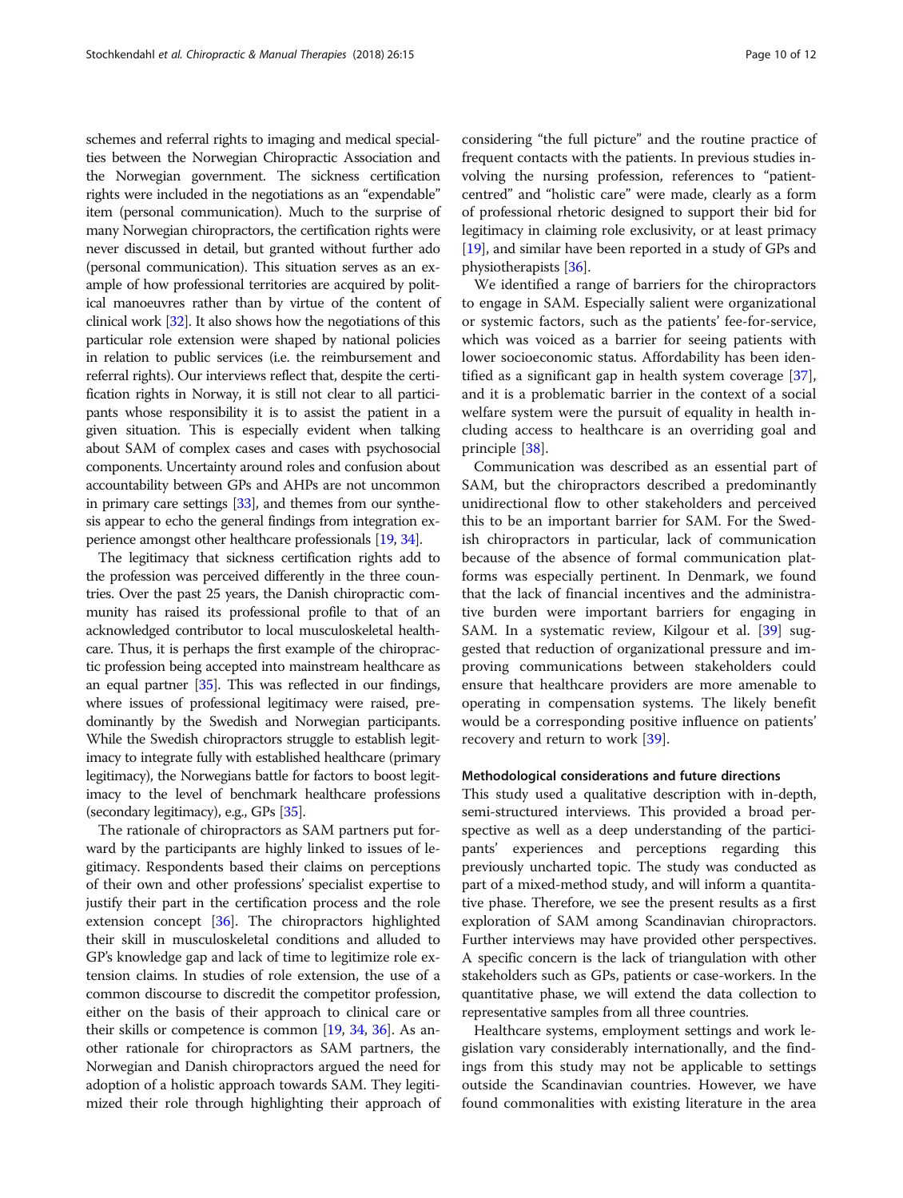schemes and referral rights to imaging and medical specialties between the Norwegian Chiropractic Association and the Norwegian government. The sickness certification rights were included in the negotiations as an "expendable" item (personal communication). Much to the surprise of many Norwegian chiropractors, the certification rights were never discussed in detail, but granted without further ado (personal communication). This situation serves as an example of how professional territories are acquired by political manoeuvres rather than by virtue of the content of clinical work [32]. It also shows how the negotiations of this particular role extension were shaped by national policies in relation to public services (i.e. the reimbursement and referral rights). Our interviews reflect that, despite the certification rights in Norway, it is still not clear to all participants whose responsibility it is to assist the patient in a given situation. This is especially evident when talking about SAM of complex cases and cases with psychosocial components. Uncertainty around roles and confusion about accountability between GPs and AHPs are not uncommon in primary care settings [33], and themes from our synthesis appear to echo the general findings from integration experience amongst other healthcare professionals [19, 34].

The legitimacy that sickness certification rights add to the profession was perceived differently in the three countries. Over the past 25 years, the Danish chiropractic community has raised its professional profile to that of an acknowledged contributor to local musculoskeletal healthcare. Thus, it is perhaps the first example of the chiropractic profession being accepted into mainstream healthcare as an equal partner [35]. This was reflected in our findings, where issues of professional legitimacy were raised, predominantly by the Swedish and Norwegian participants. While the Swedish chiropractors struggle to establish legitimacy to integrate fully with established healthcare (primary legitimacy), the Norwegians battle for factors to boost legitimacy to the level of benchmark healthcare professions (secondary legitimacy), e.g., GPs [35].

The rationale of chiropractors as SAM partners put forward by the participants are highly linked to issues of legitimacy. Respondents based their claims on perceptions of their own and other professions' specialist expertise to justify their part in the certification process and the role extension concept [36]. The chiropractors highlighted their skill in musculoskeletal conditions and alluded to GP's knowledge gap and lack of time to legitimize role extension claims. In studies of role extension, the use of a common discourse to discredit the competitor profession, either on the basis of their approach to clinical care or their skills or competence is common [19, 34, 36]. As another rationale for chiropractors as SAM partners, the Norwegian and Danish chiropractors argued the need for adoption of a holistic approach towards SAM. They legitimized their role through highlighting their approach of considering "the full picture" and the routine practice of frequent contacts with the patients. In previous studies involving the nursing profession, references to "patient-centred" and "holistic care" were made, clearly as a form of professional rhetoric designed to support their bid for legitimacy in claiming role exclusivity, or at least primacy [19], and similar have been reported in a study of GPs and physiotherapists [36].

We identified a range of barriers for the chiropractors to engage in SAM. Especially salient were organizational or systemic factors, such as the patients' fee-for-service, which was voiced as a barrier for seeing patients with lower socioeconomic status. Affordability has been identified as a significant gap in health system coverage [37], and it is a problematic barrier in the context of a social welfare system were the pursuit of equality in health including access to healthcare is an overriding goal and principle [38].

Communication was described as an essential part of SAM, but the chiropractors described a predominantly unidirectional flow to other stakeholders and perceived this to be an important barrier for SAM. For the Swedish chiropractors in particular, lack of communication because of the absence of formal communication platforms was especially pertinent. In Denmark, we found that the lack of financial incentives and the administrative burden were important barriers for engaging in SAM. In a systematic review, Kilgour et al. [39] suggested that reduction of organizational pressure and improving communications between stakeholders could ensure that healthcare providers are more amenable to operating in compensation systems. The likely benefit would be a corresponding positive influence on patients' recovery and return to work [39].

### Methodological considerations and future directions

This study used a qualitative description with in-depth, semi-structured interviews. This provided a broad perspective as well as a deep understanding of the participants' experiences and perceptions regarding this previously uncharted topic. The study was conducted as part of a mixed-method study, and will inform a quantitative phase. Therefore, we see the present results as a first exploration of SAM among Scandinavian chiropractors. Further interviews may have provided other perspectives. A specific concern is the lack of triangulation with other stakeholders such as GPs, patients or case-workers. In the quantitative phase, we will extend the data collection to representative samples from all three countries.

Healthcare systems, employment settings and work legislation vary considerably internationally, and the findings from this study may not be applicable to settings outside the Scandinavian countries. However, we have found commonalities with existing literature in the area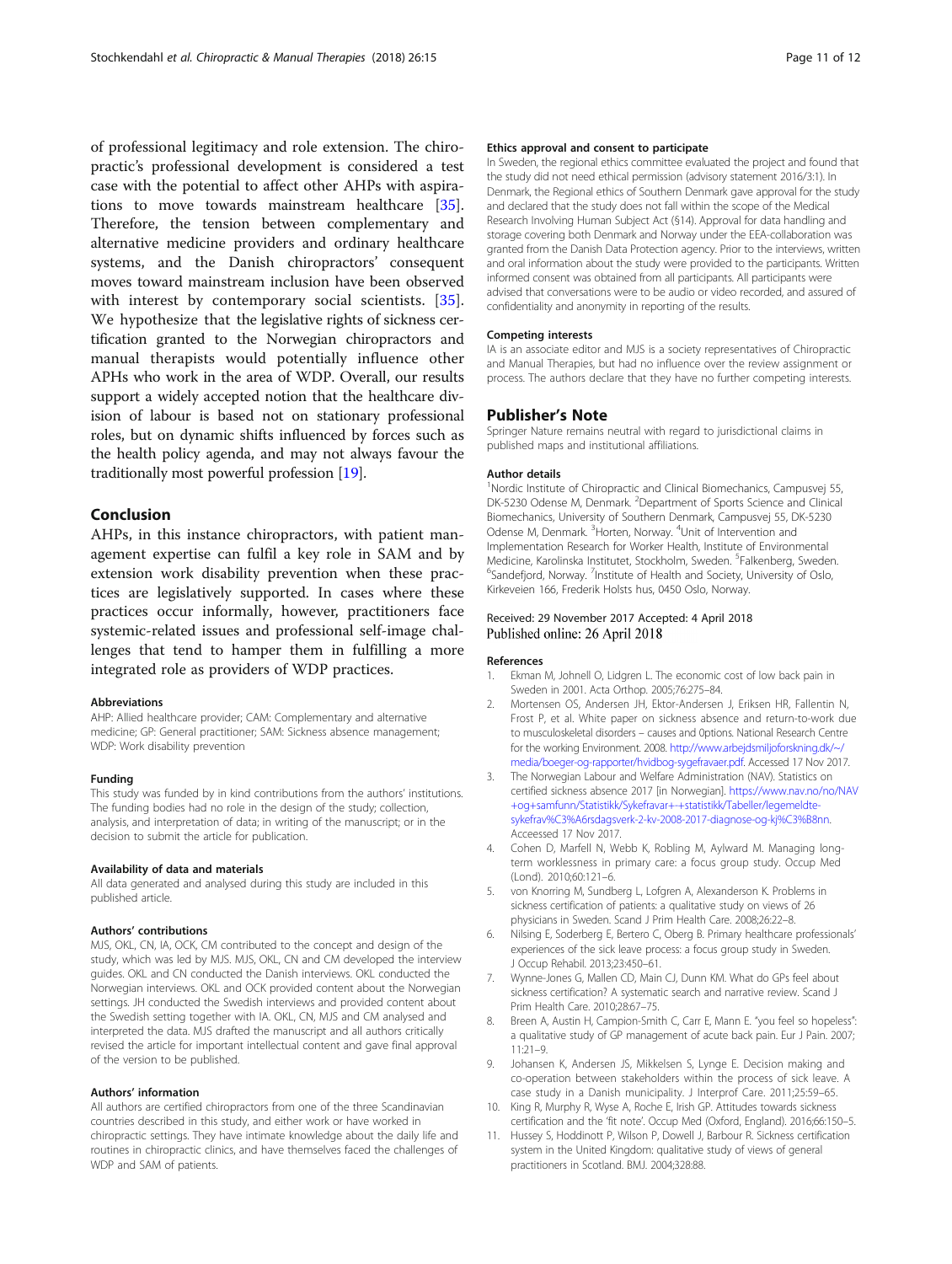of professional legitimacy and role extension. The chiropractic's professional development is considered a test case with the potential to affect other AHPs with aspirations to move towards mainstream healthcare [35]. Therefore, the tension between complementary and alternative medicine providers and ordinary healthcare systems, and the Danish chiropractors' consequent moves toward mainstream inclusion have been observed with interest by contemporary social scientists. [35]. We hypothesize that the legislative rights of sickness certification granted to the Norwegian chiropractors and manual therapists would potentially influence other APHs who work in the area of WDP. Overall, our results support a widely accepted notion that the healthcare division of labour is based not on stationary professional roles, but on dynamic shifts influenced by forces such as the health policy agenda, and may not always favour the traditionally most powerful profession [19].

## Conclusion

AHPs, in this instance chiropractors, with patient management expertise can fulfil a key role in SAM and by extension work disability prevention when these practices are legislatively supported. In cases where these practices occur informally, however, practitioners face systemic-related issues and professional self-image challenges that tend to hamper them in fulfilling a more integrated role as providers of WDP practices.

### Abbreviations

AHP: Allied healthcare provider; CAM: Complementary and alternative medicine; GP: General practitioner; SAM: Sickness absence management; WDP: Work disability prevention

### Funding

This study was funded by in kind contributions from the authors' institutions. The funding bodies had no role in the design of the study; collection, analysis, and interpretation of data; in writing of the manuscript; or in the decision to submit the article for publication.

### Availability of data and materials

All data generated and analysed during this study are included in this published article.

### Authors' contributions

MJS, OKL, CN, IA, OCK, CM contributed to the concept and design of the study, which was led by MJS. MJS, OKL, CN and CM developed the interview guides. OKL and CN conducted the Danish interviews. OKL conducted the Norwegian interviews. OKL and OCK provided content about the Norwegian settings. JH conducted the Swedish interviews and provided content about the Swedish setting together with IA. OKL, CN, MJS and CM analysed and interpreted the data. MJS drafted the manuscript and all authors critically revised the article for important intellectual content and gave final approval of the version to be published.

### Authors' information

All authors are certified chiropractors from one of the three Scandinavian countries described in this study, and either work or have worked in chiropractic settings. They have intimate knowledge about the daily life and routines in chiropractic clinics, and have themselves faced the challenges of WDP and SAM of patients.

### Ethics approval and consent to participate

In Sweden, the regional ethics committee evaluated the project and found that the study did not need ethical permission (advisory statement 2016/3:1). In Denmark, the Regional ethics of Southern Denmark gave approval for the study and declared that the study does not fall within the scope of the Medical Research Involving Human Subject Act (§14). Approval for data handling and storage covering both Denmark and Norway under the EEA-collaboration was granted from the Danish Data Protection agency. Prior to the interviews, written and oral information about the study were provided to the participants. Written informed consent was obtained from all participants. All participants were advised that conversations were to be audio or video recorded, and assured of confidentiality and anonymity in reporting of the results.

### Competing interests

IA is an associate editor and MJS is a society representatives of Chiropractic and Manual Therapies, but had no influence over the review assignment or process. The authors declare that they have no further competing interests.

## Publisher's Note

Springer Nature remains neutral with regard to jurisdictional claims in published maps and institutional affiliations.

### Author details

[1]Nordic Institute of Chiropractic and Clinical Biomechanics, Campusvej 55, DK-5230 Odense M, Denmark. [2]Department of Sports Science and Clinical Biomechanics, University of Southern Denmark, Campusvej 55, DK-5230 Odense M, Denmark. [3]Horten, Norway. [4]Unit of Intervention and Implementation Research for Worker Health, Institute of Environmental Medicine, Karolinska Institutet, Stockholm, Sweden. [5]Falkenberg, Sweden. [6]Sandefjord, Norway. [7]Institute of Health and Society, University of Oslo, Kirkeveien 166, Frederik Holsts hus, 0450 Oslo, Norway.

Received: 29 November 2017 Accepted: 4 April 2018
Published online: 26 April 2018

### References

1. Ekman M, Johnell O, Lidgren L. The economic cost of low back pain in Sweden in 2001. Acta Orthop. 2005;76:275–84.
2. Mortensen OS, Andersen JH, Ektor-Andersen J, Eriksen HR, Fallentin N, Frost P, et al. White paper on sickness absence and return-to-work due to musculoskeletal disorders – causes and 0ptions. National Research Centre for the working Environment. 2008. http://www.arbejdsmiljoforskning.dk/~/media/boeger-og-rapporter/hvidbog-sygefravaer.pdf. Accessed 17 Nov 2017.
3. The Norwegian Labour and Welfare Administration (NAV). Statistics on certified sickness absence 2017 [in Norwegian]. https://www.nav.no/no/NAV+og+samfunn/Statistikk/Sykefravar+-+statistikk/Tabeller/legemeldte-sykefrav%C3%A6rsdagsverk-2-kv-2008-2017-diagnose-og-kj%C3%B8nn. Acceessed 17 Nov 2017.
4. Cohen D, Marfell N, Webb K, Robling M, Aylward M. Managing long-term worklessness in primary care: a focus group study. Occup Med (Lond). 2010;60:121–6.
5. von Knorring M, Sundberg L, Lofgren A, Alexanderson K. Problems in sickness certification of patients: a qualitative study on views of 26 physicians in Sweden. Scand J Prim Health Care. 2008;26:22–8.
6. Nilsing E, Soderberg E, Bertero C, Oberg B. Primary healthcare professionals' experiences of the sick leave process: a focus group study in Sweden. J Occup Rehabil. 2013;23:450–61.
7. Wynne-Jones G, Mallen CD, Main CJ, Dunn KM. What do GPs feel about sickness certification? A systematic search and narrative review. Scand J Prim Health Care. 2010;28:67–75.
8. Breen A, Austin H, Campion-Smith C, Carr E, Mann E. "you feel so hopeless": a qualitative study of GP management of acute back pain. Eur J Pain. 2007; 11:21–9.
9. Johansen K, Andersen JS, Mikkelsen S, Lynge E. Decision making and co-operation between stakeholders within the process of sick leave. A case study in a Danish municipality. J Interprof Care. 2011;25:59–65.
10. King R, Murphy R, Wyse A, Roche E, Irish GP. Attitudes towards sickness certification and the 'fit note'. Occup Med (Oxford, England). 2016;66:150–5.
11. Hussey S, Hoddinott P, Wilson P, Dowell J, Barbour R. Sickness certification system in the United Kingdom: qualitative study of views of general practitioners in Scotland. BMJ. 2004;328:88.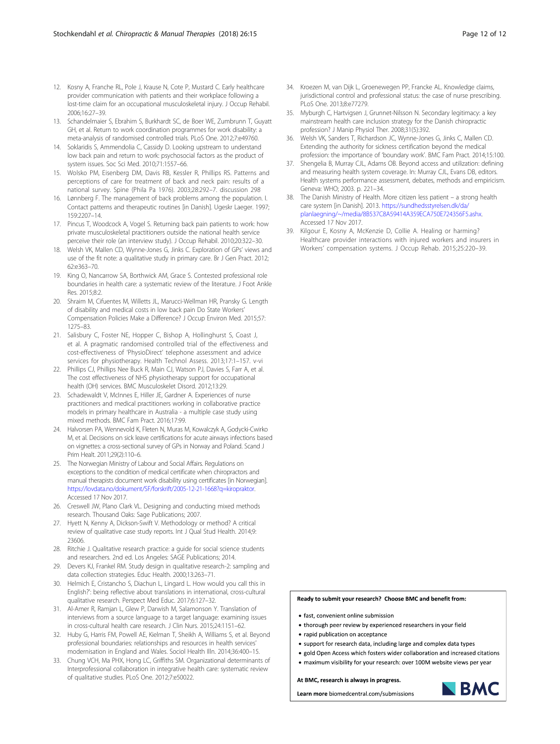12. Kosny A, Franche RL, Pole J, Krause N, Cote P, Mustard C. Early healthcare provider communication with patients and their workplace following a lost-time claim for an occupational musculoskeletal injury. J Occup Rehabil. 2006;16:27–39.
13. Schandelmaier S, Ebrahim S, Burkhardt SC, de Boer WE, Zumbrunn T, Guyatt GH, et al. Return to work coordination programmes for work disability: a meta-analysis of randomised controlled trials. PLoS One. 2012;7:e49760.
14. Soklaridis S, Ammendolia C, Cassidy D. Looking upstream to understand low back pain and return to work: psychosocial factors as the product of system issues. Soc Sci Med. 2010;71:1557–66.
15. Wolsko PM, Eisenberg DM, Davis RB, Kessler R, Phillips RS. Patterns and perceptions of care for treatment of back and neck pain: results of a national survey. Spine (Phila Pa 1976). 2003;28:292–7. discussion 298
16. Lønnberg F. The management of back problems among the population. I. Contact patterns and therapeutic routines [in Danish]. Ugeskr Laeger. 1997;159:2207–14.
17. Pincus T, Woodcock A, Vogel S. Returning back pain patients to work: how private musculoskeletal practitioners outside the national health service perceive their role (an interview study). J Occup Rehabil. 2010;20:322–30.
18. Welsh VK, Mallen CD, Wynne-Jones G, Jinks C. Exploration of GPs' views and use of the fit note: a qualitative study in primary care. Br J Gen Pract. 2012;62:e363–70.
19. King O, Nancarrow SA, Borthwick AM, Grace S. Contested professional role boundaries in health care: a systematic review of the literature. J Foot Ankle Res. 2015;8:2.
20. Shraim M, Cifuentes M, Willetts JL, Marucci-Wellman HR, Pransky G. Length of disability and medical costs in low back pain Do State Workers' Compensation Policies Make a Difference? J Occup Environ Med. 2015;57:1275–83.
21. Salisbury C, Foster NE, Hopper C, Bishop A, Hollinghurst S, Coast J, et al. A pragmatic randomised controlled trial of the effectiveness and cost-effectiveness of 'PhysioDirect' telephone assessment and advice services for physiotherapy. Health Technol Assess. 2013;17:1–157. v-vi
22. Phillips CJ, Phillips Nee Buck R, Main CJ, Watson PJ, Davies S, Farr A, et al. The cost effectiveness of NHS physiotherapy support for occupational health (OH) services. BMC Musculoskelet Disord. 2012;13:29.
23. Schadewaldt V, McInnes E, Hiller JE, Gardner A. Experiences of nurse practitioners and medical practitioners working in collaborative practice models in primary healthcare in Australia - a multiple case study using mixed methods. BMC Fam Pract. 2016;17:99.
24. Halvorsen PA, Wennevold K, Fleten N, Muras M, Kowalczyk A, Godycki-Cwirko M, et al. Decisions on sick leave certifications for acute airways infections based on vignettes: a cross-sectional survey of GPs in Norway and Poland. Scand J Prim Healt. 2011;29(2):110–6.
25. The Norwegian Ministry of Labour and Social Affairs. Regulations on exceptions to the condition of medical certificate when chiropractors and manual therapists document work disability using certificates [in Norwegian]. https://lovdata.no/dokument/SF/forskrift/2005-12-21-1668?q=kiropraktor. Accessed 17 Nov 2017.
26. Creswell JW, Plano Clark VL. Designing and conducting mixed methods research. Thousand Oaks: Sage Publications; 2007.
27. Hyett N, Kenny A, Dickson-Swift V. Methodology or method? A critical review of qualitative case study reports. Int J Qual Stud Health. 2014;9:23606.
28. Ritchie J. Qualitative research practice: a guide for social science students and researchers. 2nd ed. Los Angeles: SAGE Publications; 2014.
29. Devers KJ, Frankel RM. Study design in qualitative research-2: sampling and data collection strategies. Educ Health. 2000;13:263–71.
30. Helmich E, Cristancho S, Diachun L, Lingard L. How would you call this in English?': being reflective about translations in international, cross-cultural qualitative research. Perspect Med Educ. 2017;6:127–32.
31. Al-Amer R, Ramjan L, Glew P, Darwish M, Salamonson Y. Translation of interviews from a source language to a target language: examining issues in cross-cultural health care research. J Clin Nurs. 2015;24:1151–62.
32. Huby G, Harris FM, Powell AE, Kielman T, Sheikh A, Williams S, et al. Beyond professional boundaries: relationships and resources in health services' modernisation in England and Wales. Sociol Health Illn. 2014;36:400–15.
33. Chung VCH, Ma PHX, Hong LC, Griffiths SM. Organizational determinants of Interprofessional collaboration in integrative health care: systematic review of qualitative studies. PLoS One. 2012;7:e50022.
34. Kroezen M, van Dijk L, Groenewegen PP, Francke AL. Knowledge claims, jurisdictional control and professional status: the case of nurse prescribing. PLoS One. 2013;8:e77279.
35. Myburgh C, Hartvigsen J, Grunnet-Nilsson N. Secondary legitimacy: a key mainstream health care inclusion strategy for the Danish chiropractic profession? J Manip Physiol Ther. 2008;31(5):392.
36. Welsh VK, Sanders T, Richardson JC, Wynne-Jones G, Jinks C, Mallen CD. Extending the authority for sickness certification beyond the medical profession: the importance of 'boundary work'. BMC Fam Pract. 2014;15:100.
37. Shengelia B, Murray CJL, Adams OB. Beyond access and utilization: defining and measuring health system coverage. In: Murray CJL, Evans DB, editors. Health systems performance assessment, debates, methods and empiricism. Geneva: WHO; 2003. p. 221–34.
38. The Danish Ministry of Health. More citizen less patient – a strong health care system [in Danish]. 2013. https://sundhedsstyrelsen.dk/da/planlaegning/~/media/8B537C8A59414A359ECA750E724356F5.ashx. Accessed 17 Nov 2017.
39. Kilgour E, Kosny A, McKenzie D, Collie A. Healing or harming? Healthcare provider interactions with injured workers and insurers in Workers' compensation systems. J Occup Rehab. 2015;25:220–39.

**Ready to submit your research? Choose BMC and benefit from:**

- fast, convenient online submission
- thorough peer review by experienced researchers in your field
- rapid publication on acceptance
- support for research data, including large and complex data types
- gold Open Access which fosters wider collaboration and increased citations
- maximum visibility for your research: over 100M website views per year

**At BMC, research is always in progress.**

**Learn more** biomedcentral.com/submissions